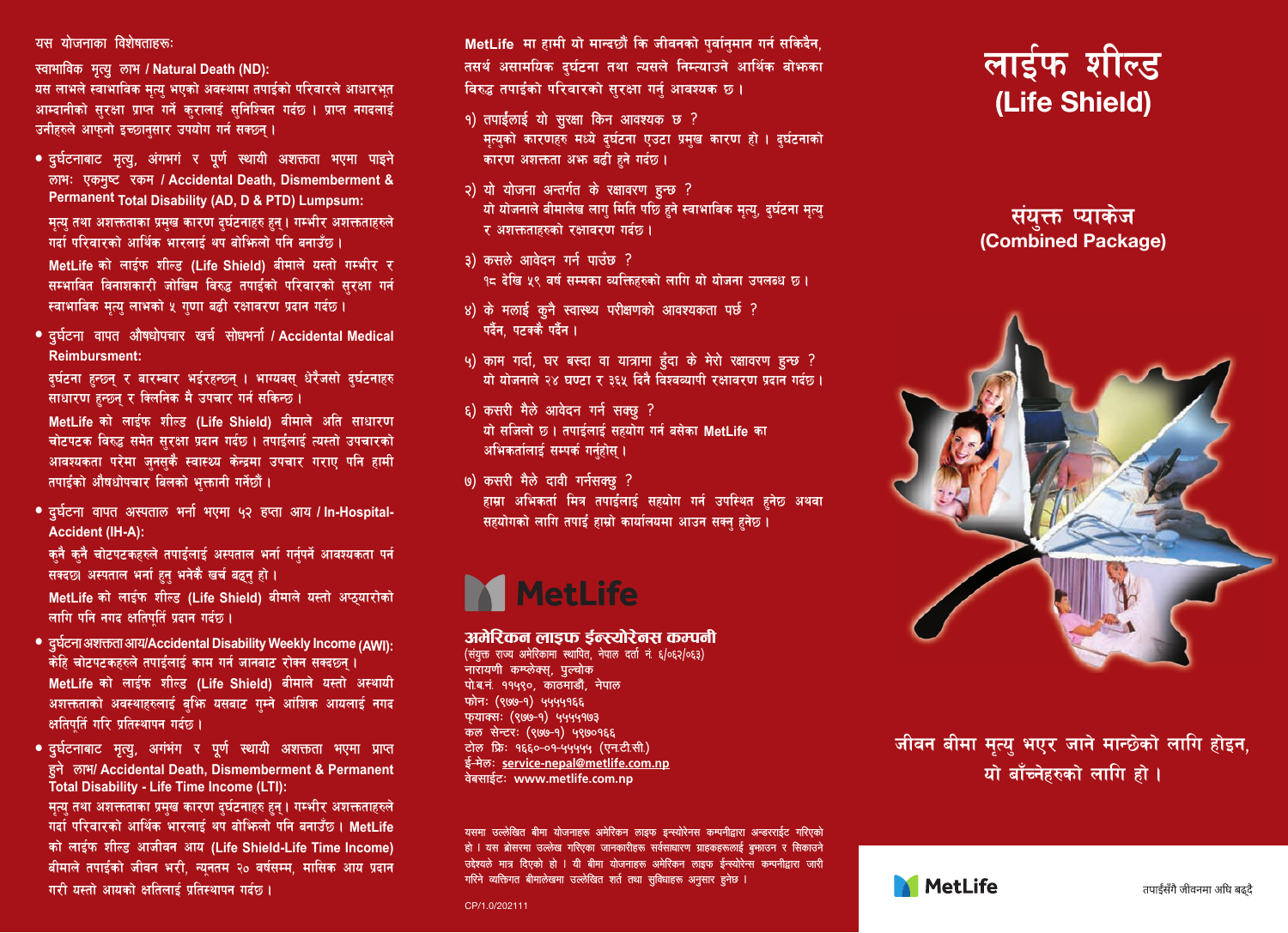यस योजनाका विशेषताहरूः

**स्वाभाविक मृत्यु लाभ / Natural Death (ND):**

यस लाभले स्वाभाविक मृत्यु भएको अवस्थामा तपाईंको परिवारले आधारभूत आम्दानीको सुरक्षा प्राप्त गर्ने कुरालाई सुनिश्चित गर्दछ । प्राप्त नगदलाई उनीहरूले आफ्नो इच्छानुसार उपयोग गर्न सक्छन् ।

- **दुर्घटनाबाट मृत्यु, अंगभंग र पूर्ण स्थायी अशक्तता भएमा पाइने लाभः एकमुष्ट रकम / Accidental Death, Dismemberment & Permanent Total Disability (AD, D & PTD) Lumpsum:**

  मृत्यु तथा अशक्तताका प्रमुख कारण दुर्घटनाहरु हुन् । गम्भीर अशक्तताहरुले गर्दा परिवारको आर्थिक भारलाई थप बोझिलो पनि बनाउँछ ।

  **MetLife** को लाईफ शील्ड **(Life Shield)** बीमाले यस्तो गम्भीर र सम्भावित विनाशकारी जोखिम विरुद्ध तपाईंको परिवारको सुरक्षा गर्न स्वाभाविक मृत्यु लाभको ५ गुणा बढी रक्षावरण प्रदान गर्दछ ।

- **दुर्घटना वापत औषधोपचार खर्च सोधभर्ना / Accidental Medical Reimbursment:**

  दुर्घटना हुन्छन् र बारम्बार भईरहन्छन् । भाग्यवस् धेरैजसो दुर्घटनाहरु साधारण हुन्छन् र क्लिनिक मै उपचार गर्न सकिन्छ ।

  **MetLife** को लाईफ शील्ड **(Life Shield)** बीमाले अति साधारण चोटपटक विरुद्ध समेत सुरक्षा प्रदान गर्दछ । तपाईंलाई त्यस्तो उपचारको आवश्यकता परेमा जुनसुकै स्वास्थ्य केन्द्रमा उपचार गराए पनि हामी तपाईंको औषधोपचार बिलको भुक्तानी गर्नेछौं ।

- **दुर्घटना वापत अस्पताल भर्ना भएमा ५२ हप्ता आय / In-Hospital-Accident (IH-A):**

  कुनै कुनै चोटपटकहरुले तपाईंलाई अस्पताल भर्ना गर्नुपर्ने आवश्यकता पर्न सक्दछ। अस्पताल भर्ना हुनु भनेकै खर्च बढ्नु हो ।

  **MetLife** को लाईफ शील्ड **(Life Shield)** बीमाले यस्तो अप्ठ्यारोको लागि पनि नगद क्षतिपूर्ति प्रदान गर्दछ ।

- **दुर्घटना अशक्तता आय/Accidental Disability Weekly Income (AWI):**

  केहि चोटपटकहरुले तपाईंलाई काम गर्न जानबाट रोक्न सक्दछन् ।

  **MetLife** को लाईफ शील्ड **(Life Shield)** बीमाले यस्तो अस्थायी अशक्तताको अवस्थाहरुलाई बुझि यसबाट गुम्ने आंशिक आयलाई नगद क्षतिपूर्ति गरि प्रतिस्थापन गर्दछ ।

- **दुर्घटनाबाट मृत्यु, अगंभंग र पूर्ण स्थायी अशक्तता भएमा प्राप्त हुने लाभ/ Accidental Death, Dismemberment & Permanent Total Disability - Life Time Income (LTI):**

  मृत्यु तथा अशक्तताका प्रमुख कारण दुर्घटनाहरु हुन् । गम्भीर अशक्तताहरुले गर्दा परिवारको आर्थिक भारलाई थप बोझिलो पनि बनाउँछ । **MetLife** को लाईफ शील्ड आजीवन आय **(Life Shield-Life Time Income)** बीमाले तपाईंको जीवन भरी, न्यूनतम २० वर्षसम्म, मासिक आय प्रदान गरी यस्तो आयको क्षतिलाई प्रतिस्थापन गर्दछ ।

**MetLife** मा हामी यो मान्दछौं कि जीवनको पुर्वानुमान गर्न सकिदैन, तसर्थ असामयिक दुर्घटना तथा त्यसले निम्त्याउने आर्थिक बोझका विरुद्ध तपाईंको परिवारको सुरक्षा गर्नु आवश्यक छ ।

१) तपाईंलाई यो सुरक्षा किन आवश्यक छ ?
मृत्युको कारणहरु मध्ये दुर्घटना एउटा प्रमुख कारण हो । दुर्घटनाको कारण अशक्तता अझ बढी हुने गर्दछ ।

२) यो योजना अन्तर्गत के रक्षावरण हुन्छ ?
यो योजनाले बीमालेख लागु मिति पछि हुने स्वाभाविक मृत्यु, दुर्घटना मृत्यु र अशक्तताहरुको रक्षावरण गर्दछ ।

३) कसले आवेदन गर्न पाउँछ ?
१८ देखि ५९ वर्ष सम्मका व्यक्तिहरुको लागि यो योजना उपलब्ध छ ।

४) के मलाई कुनै स्वास्थ्य परीक्षणको आवश्यकता पर्छ ?
पर्दैन, पटक्कै पर्दैन ।

५) काम गर्दा, घर बस्दा वा यात्रामा हुंदा के मेरो रक्षावरण हुन्छ ?
यो योजनाले २४ घण्टा र ३६५ दिनै विश्वव्यापी रक्षावरण प्रदान गर्दछ ।

६) कसरी मैले आवेदन गर्न सक्छु ?
यो सजिलो छ । तपाईंलाई सहयोग गर्न बसेका **MetLife** का अभिकर्तालाई सम्पर्क गर्नुहोस् ।

७) कसरी मैले दावी गर्नसक्छु ?
हाम्रा अभिकर्ता मित्र तपाईंलाई सहयोग गर्न उपस्थित हुनेछ अथवा सहयोगको लागि तपाई हाम्रो कार्यालयमा आउन सक्नु हुनेछ ।

**MetLife**

**अमेरिकन लाइफ ईन्स्योरेनस कम्पनी**
(संयुक्त राज्य अमेरिकामा स्थापित, नेपाल दर्ता नं. ६/०६२/०६३)
नारायणी कम्प्लेक्स, पुल्चोक
पो.ब.नं. ११५९०, काठमाडौं, नेपाल
फोनः (९७७-१) ५५५५१६६
फ्याक्सः (९७७-१) ५५५५१७३
कल सेन्टरः (९७७-१) ५९७०१६६
टोल फ्रिः १६६०-०१-५५५५५ (एनटीसी.)
ई-मेलः service-nepal@metlife.com.np
वेबसाईटः www.metlife.com.np

यसमा उल्लेखित बीमा योजनाहरू अमेरिकन लाइफ इन्स्योरेन्स कम्पनीद्वारा अन्डरराईट गरिएको हो । यस ब्रोसरमा उल्लेख गरिएका जानकारीहरू सर्वसाधारण ग्राहकहरूलाई बुझाउन र सिकाउने उद्देश्यले मात्र दिएको हो । यी बीमा योजनाहरू अमेरिकन लाइफ ईन्स्योरेन्स कम्पनीद्वारा जारी गरिने व्यक्तिगत बीमालेखमा उल्लेखित शर्त तथा सुविधाहरू अनुसार हुनेछ ।

CP/1.0/202111

# लाईफ शील्ड (Life Shield)

## संयुक्त प्याकेज (Combined Package)

**जीवन बीमा मृत्यु भएर जाने मान्छेको लागि होइन, यो बाँच्नेहरुको लागि हो ।**

**MetLife**

तपाईंसँगै जीवनमा अघि बढ्दै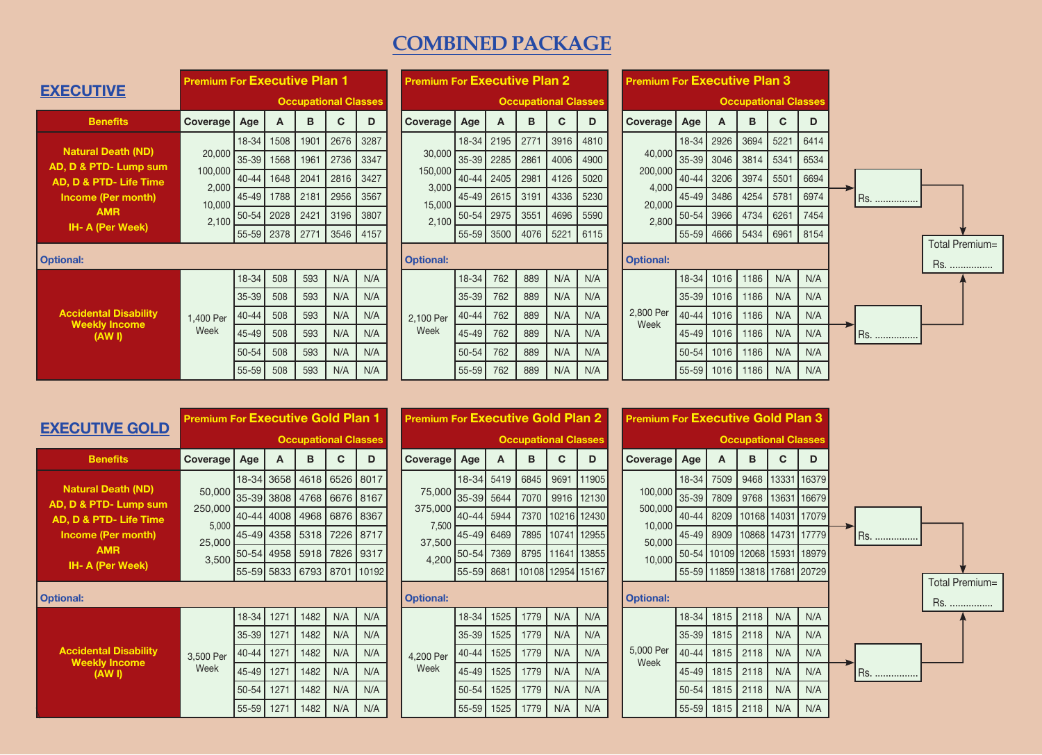# COMBINED PACKAGE

## EXECUTIVE

| Benefits | Premium For Executive Plan 1 | | | | | | Premium For Executive Plan 2 | | | | | | Premium For Executive Plan 3 | | | | | |
|---|---|---|---|---|---|---|---|---|---|---|---|---|---|---|---|---|---|---|
| | | | Occupational Classes | | | | | | Occupational Classes | | | | | | Occupational Classes | | | |
| | Coverage | Age | A | B | C | D | Coverage | Age | A | B | C | D | Coverage | Age | A | B | C | D |
| Natural Death (ND)<br>AD, D & PTD- Lump sum<br>AD, D & PTD- Life Time Income (Per month)<br>AMR<br>IH- A (Per Week) | 20,000<br>100,000<br>2,000<br>10,000<br>2,100 | 18-34 | 1508 | 1901 | 2676 | 3287 | 30,000<br>150,000<br>3,000<br>15,000<br>2,100 | 18-34 | 2195 | 2771 | 3916 | 4810 | 40,000<br>200,000<br>4,000<br>20,000<br>2,800 | 18-34 | 2926 | 3694 | 5221 | 6414 |
| | | 35-39 | 1568 | 1961 | 2736 | 3347 | | 35-39 | 2285 | 2861 | 4006 | 4900 | | 35-39 | 3046 | 3814 | 5341 | 6534 |
| | | 40-44 | 1648 | 2041 | 2816 | 3427 | | 40-44 | 2405 | 2981 | 4126 | 5020 | | 40-44 | 3206 | 3974 | 5501 | 6694 |
| | | 45-49 | 1788 | 2181 | 2956 | 3567 | | 45-49 | 2615 | 3191 | 4336 | 5230 | | 45-49 | 3486 | 4254 | 5781 | 6974 |
| | | 50-54 | 2028 | 2421 | 3196 | 3807 | | 50-54 | 2975 | 3551 | 4696 | 5590 | | 50-54 | 3966 | 4734 | 6261 | 7454 |
| | | 55-59 | 2378 | 2771 | 3546 | 4157 | | 55-59 | 3500 | 4076 | 5221 | 6115 | | 55-59 | 4666 | 5434 | 6961 | 8154 |
| **Optional:** | | | | | | | **Optional:** | | | | | | **Optional:** | | | | | |
| Accidental Disability Weekly Income (AW I) | 1,400 Per Week | 18-34 | 508 | 593 | N/A | N/A | 2,100 Per Week | 18-34 | 762 | 889 | N/A | N/A | 2,800 Per Week | 18-34 | 1016 | 1186 | N/A | N/A |
| | | 35-39 | 508 | 593 | N/A | N/A | | 35-39 | 762 | 889 | N/A | N/A | | 35-39 | 1016 | 1186 | N/A | N/A |
| | | 40-44 | 508 | 593 | N/A | N/A | | 40-44 | 762 | 889 | N/A | N/A | | 40-44 | 1016 | 1186 | N/A | N/A |
| | | 45-49 | 508 | 593 | N/A | N/A | | 45-49 | 762 | 889 | N/A | N/A | | 45-49 | 1016 | 1186 | N/A | N/A |
| | | 50-54 | 508 | 593 | N/A | N/A | | 50-54 | 762 | 889 | N/A | N/A | | 50-54 | 1016 | 1186 | N/A | N/A |
| | | 55-59 | 508 | 593 | N/A | N/A | | 55-59 | 762 | 889 | N/A | N/A | | 55-59 | 1016 | 1186 | N/A | N/A |

Rs. ...............

Rs. ...............

Total Premium= Rs. ...............

## EXECUTIVE GOLD

| Benefits | Premium For Executive Gold Plan 1 | | | | | | Premium For Executive Gold Plan 2 | | | | | | Premium For Executive Gold Plan 3 | | | | | |
|---|---|---|---|---|---|---|---|---|---|---|---|---|---|---|---|---|---|---|
| | | | Occupational Classes | | | | | | Occupational Classes | | | | | | Occupational Classes | | | |
| | Coverage | Age | A | B | C | D | Coverage | Age | A | B | C | D | Coverage | Age | A | B | C | D |
| Natural Death (ND)<br>AD, D & PTD- Lump sum<br>AD, D & PTD- Life Time Income (Per month)<br>AMR<br>IH- A (Per Week) | 50,000<br>250,000<br>5,000<br>25,000<br>3,500 | 18-34 | 3658 | 4618 | 6526 | 8017 | 75,000<br>375,000<br>7,500<br>37,500<br>4,200 | 18-34 | 5419 | 6845 | 9691 | 11905 | 100,000<br>500,000<br>10,000<br>50,000<br>10,000 | 18-34 | 7509 | 9468 | 13331 | 16379 |
| | | 35-39 | 3808 | 4768 | 6676 | 8167 | | 35-39 | 5644 | 7070 | 9916 | 12130 | | 35-39 | 7809 | 9768 | 13631 | 16679 |
| | | 40-44 | 4008 | 4968 | 6876 | 8367 | | 40-44 | 5944 | 7370 | 10216 | 12430 | | 40-44 | 8209 | 10168 | 14031 | 17079 |
| | | 45-49 | 4358 | 5318 | 7226 | 8717 | | 45-49 | 6469 | 7895 | 10741 | 12955 | | 45-49 | 8909 | 10868 | 14731 | 17779 |
| | | 50-54 | 4958 | 5918 | 7826 | 9317 | | 50-54 | 7369 | 8795 | 11641 | 13855 | | 50-54 | 10109 | 12068 | 15931 | 18979 |
| | | 55-59 | 5833 | 6793 | 8701 | 10192 | | 55-59 | 8681 | 10108 | 12954 | 15167 | | 55-59 | 11859 | 13818 | 17681 | 20729 |
| **Optional:** | | | | | | | **Optional:** | | | | | | **Optional:** | | | | | |
| Accidental Disability Weekly Income (AW I) | 3,500 Per Week | 18-34 | 1271 | 1482 | N/A | N/A | 4,200 Per Week | 18-34 | 1525 | 1779 | N/A | N/A | 5,000 Per Week | 18-34 | 1815 | 2118 | N/A | N/A |
| | | 35-39 | 1271 | 1482 | N/A | N/A | | 35-39 | 1525 | 1779 | N/A | N/A | | 35-39 | 1815 | 2118 | N/A | N/A |
| | | 40-44 | 1271 | 1482 | N/A | N/A | | 40-44 | 1525 | 1779 | N/A | N/A | | 40-44 | 1815 | 2118 | N/A | N/A |
| | | 45-49 | 1271 | 1482 | N/A | N/A | | 45-49 | 1525 | 1779 | N/A | N/A | | 45-49 | 1815 | 2118 | N/A | N/A |
| | | 50-54 | 1271 | 1482 | N/A | N/A | | 50-54 | 1525 | 1779 | N/A | N/A | | 50-54 | 1815 | 2118 | N/A | N/A |
| | | 55-59 | 1271 | 1482 | N/A | N/A | | 55-59 | 1525 | 1779 | N/A | N/A | | 55-59 | 1815 | 2118 | N/A | N/A |

Rs. ...............

Rs. ...............

Total Premium= Rs. ...............